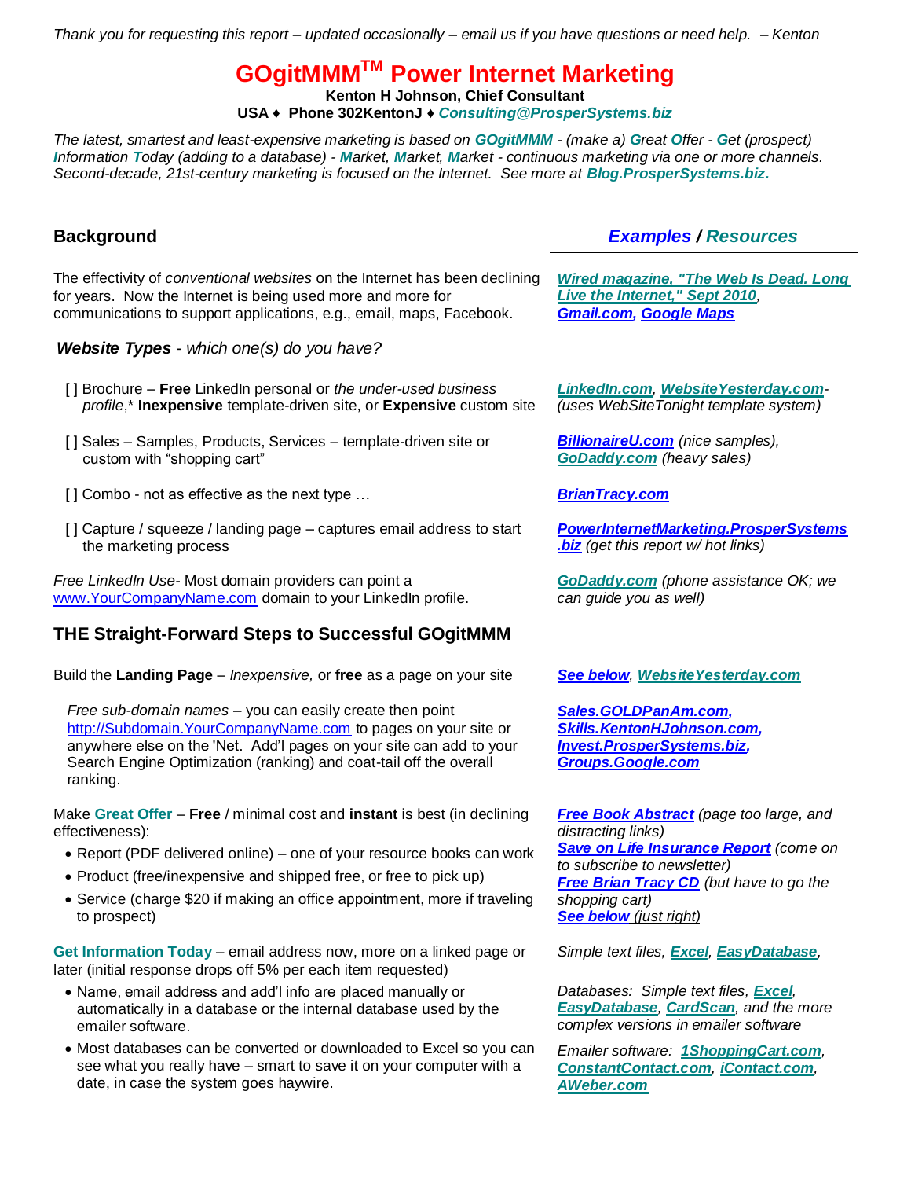*Thank you for requesting this report – updated occasionally – email us if you have questions or need help. – Kenton*

# GOgitMMM™ Power Internet Marketing

**Kenton H Johnson, Chief Consultant**

**USA ♦ Phone 302KentonJ ♦ *Consulting@ProsperSystems.biz***

*The latest, smartest and least-expensive marketing is based on **GOgitMMM** - (make a) **G**reat **O**ffer - **G**et (prospect) **I**nformation **T**oday (adding to a database) - **M**arket, **M**arket, **M**arket - continuous marketing via one or more channels. Second-decade, 21st-century marketing is focused on the Internet. See more at **Blog.ProsperSystems.biz.***

## Background

The effectivity of *conventional websites* on the Internet has been declining for years. Now the Internet is being used more and more for communications to support applications, e.g., email, maps, Facebook.

*Examples / Resources:* ***Wired magazine, "The Web Is Dead. Long Live the Internet," Sept 2010***, ***Gmail.com***, ***Google Maps***

### *Website Types - which one(s) do you have?*

- [ ] Brochure – **Free** LinkedIn personal or *the under-used business profile*,* **Inexpensive** template-driven site, or **Expensive** custom site
  - ***LinkedIn.com***, ***WebsiteYesterday.com*** *- (uses WebSiteTonight template system)*
- [ ] Sales – Samples, Products, Services – template-driven site or custom with "shopping cart"
  - ***BillionaireU.com*** *(nice samples)*, ***GoDaddy.com*** *(heavy sales)*
- [ ] Combo - not as effective as the next type …
  - ***BrianTracy.com***
- [ ] Capture / squeeze / landing page – captures email address to start the marketing process
  - ***PowerInternetMarketing.ProsperSystems.biz*** *(get this report w/ hot links)*

*Free LinkedIn Use*- Most domain providers can point a www.YourCompanyName.com domain to your LinkedIn profile.

- ***GoDaddy.com*** *(phone assistance OK; we can guide you as well)*

## THE Straight-Forward Steps to Successful GOgitMMM

Build the **Landing Page** – *Inexpensive,* or **free** as a page on your site

- ***See below***, ***WebsiteYesterday.com***

*Free sub-domain names* – you can easily create then point http://Subdomain.YourCompanyName.com to pages on your site or anywhere else on the 'Net. Add'l pages on your site can add to your Search Engine Optimization (ranking) and coat-tail off the overall ranking.

- ***Sales.GOLDPanAm.com***, ***Skills.KentonHJohnson.com***, ***Invest.ProsperSystems.biz***, ***Groups.Google.com***

Make **Great Offer** – **Free** / minimal cost and **instant** is best (in declining effectiveness):

- Report (PDF delivered online) – one of your resource books can work
- Product (free/inexpensive and shipped free, or free to pick up)
- Service (charge $20 if making an office appointment, more if traveling to prospect)

*Examples:* ***Free Book Abstract*** *(page too large, and distracting links)*; ***Save on Life Insurance Report*** *(come on to subscribe to newsletter)*; ***Free Brian Tracy CD*** *(but have to go the shopping cart)*; ***See below*** *(just right)*

**Get Information Today** – email address now, more on a linked page or later (initial response drops off 5% per each item requested)

*Simple text files, **Excel**, **EasyDatabase**,*

- Name, email address and add'l info are placed manually or automatically in a database or the internal database used by the emailer software.
  - *Databases: Simple text files, **Excel**, **EasyDatabase**, **CardScan**, and the more complex versions in emailer software*
- Most databases can be converted or downloaded to Excel so you can see what you really have – smart to save it on your computer with a date, in case the system goes haywire.
  - *Emailer software: **1ShoppingCart.com**, **ConstantContact.com**, **iContact.com**, **AWeber.com***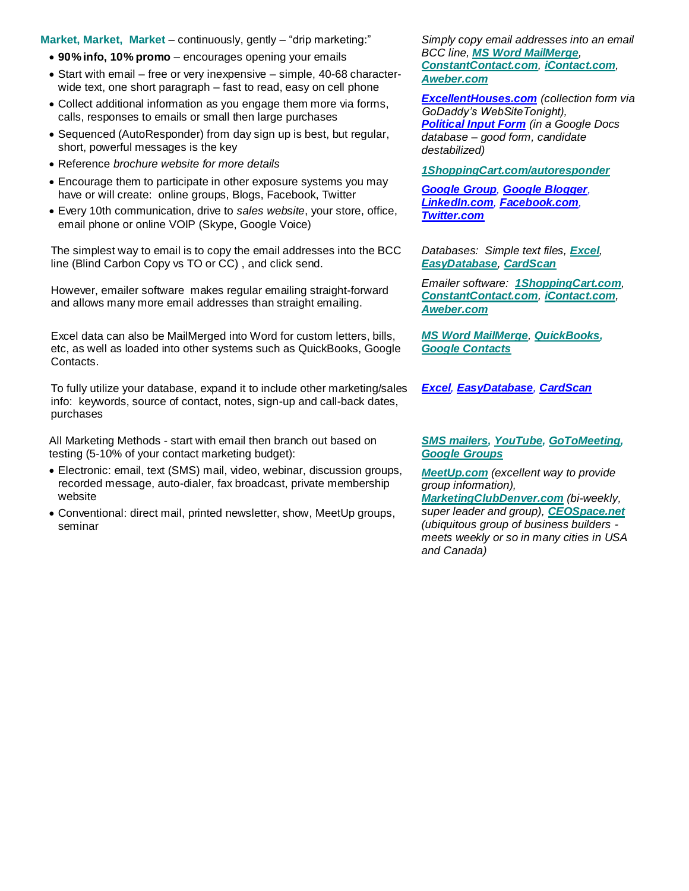**Market, Market, Market** – continuously, gently – "drip marketing:"

- **90% info, 10% promo** – encourages opening your emails
- Start with email – free or very inexpensive – simple, 40-68 character-wide text, one short paragraph – fast to read, easy on cell phone
- Collect additional information as you engage them more via forms, calls, responses to emails or small then large purchases
- Sequenced (AutoResponder) from day sign up is best, but regular, short, powerful messages is the key
- Reference *brochure website for more details*
- Encourage them to participate in other exposure systems you may have or will create: online groups, Blogs, Facebook, Twitter
- Every 10th communication, drive to *sales website*, your store, office, email phone or online VOIP (Skype, Google Voice)

*Simply copy email addresses into an email BCC line, **MS Word MailMerge**, **ConstantContact.com**, **iContact.com**, **Aweber.com***

***ExcellentHouses.com** (collection form via GoDaddy's WebSiteTonight), **Political Input Form** (in a Google Docs database – good form, candidate destabilized)*

***1ShoppingCart.com/autoresponder***

***Google Group**, **Google Blogger**, **LinkedIn.com**, **Facebook.com**, **Twitter.com***

The simplest way to email is to copy the email addresses into the BCC line (Blind Carbon Copy vs TO or CC) , and click send.

*Databases: Simple text files, **Excel**, **EasyDatabase**, **CardScan***

However, emailer software makes regular emailing straight-forward and allows many more email addresses than straight emailing.

*Emailer software: **1ShoppingCart.com**, **ConstantContact.com**, **iContact.com**, **Aweber.com***

Excel data can also be MailMerged into Word for custom letters, bills, etc, as well as loaded into other systems such as QuickBooks, Google Contacts.

***MS Word MailMerge**, **QuickBooks**, **Google Contacts***

To fully utilize your database, expand it to include other marketing/sales info: keywords, source of contact, notes, sign-up and call-back dates, purchases

***Excel**, **EasyDatabase**, **CardScan***

All Marketing Methods - start with email then branch out based on testing (5-10% of your contact marketing budget):

- Electronic: email, text (SMS) mail, video, webinar, discussion groups, recorded message, auto-dialer, fax broadcast, private membership website
- Conventional: direct mail, printed newsletter, show, MeetUp groups, seminar

***SMS mailers**, **YouTube**, **GoToMeeting**, **Google Groups***

***MeetUp.com** (excellent way to provide group information), **MarketingClubDenver.com** (bi-weekly, super leader and group), **CEOSpace.net** (ubiquitous group of business builders - meets weekly or so in many cities in USA and Canada)*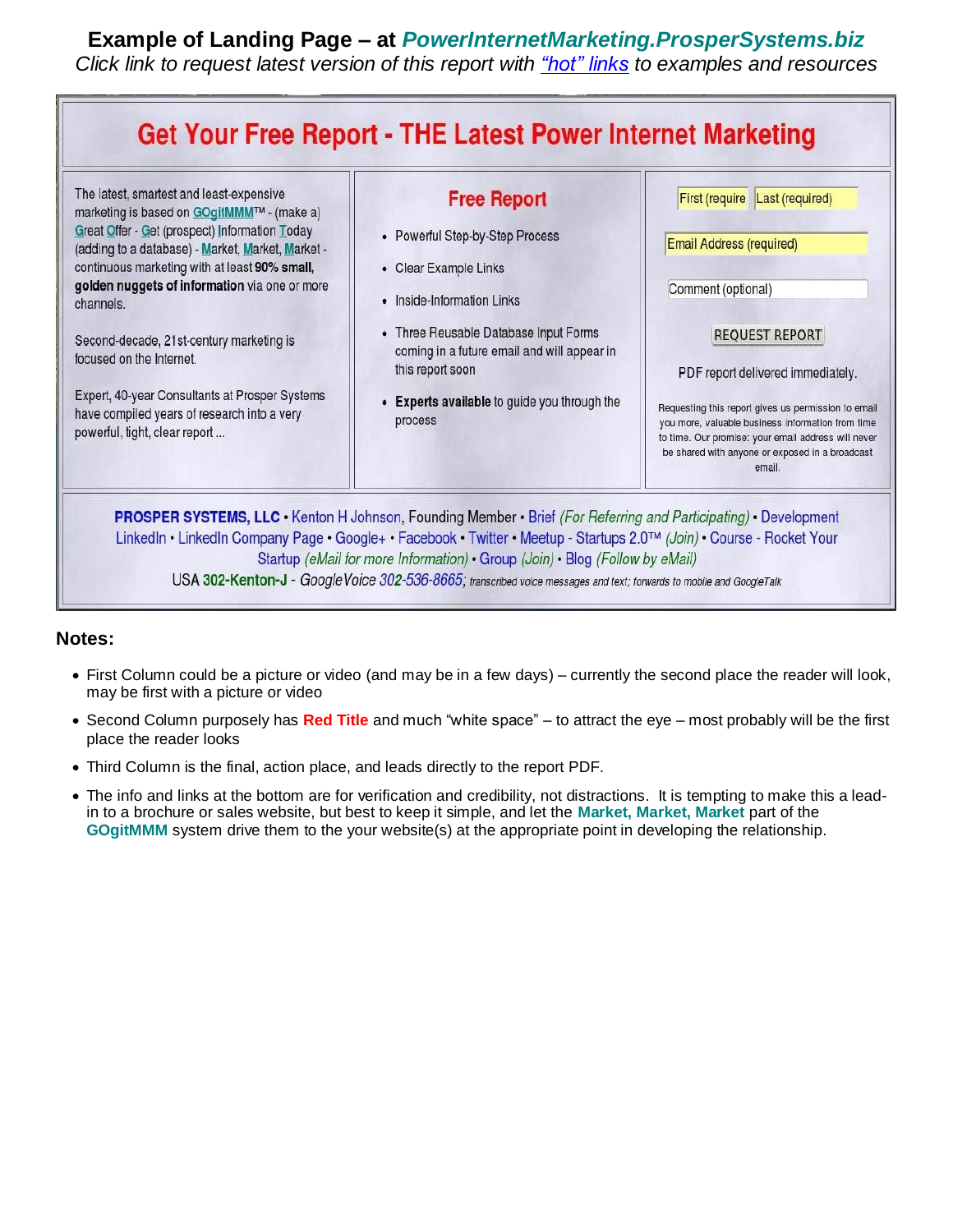# Example of Landing Page – at *PowerInternetMarketing.ProsperSystems.biz*

*Click link to request latest version of this report with "hot" links to examples and resources*

## Get Your Free Report - THE Latest Power Internet Marketing

The latest, smartest and least-expensive marketing is based on GOgitMMM™ - (make a) Great Offer - Get (prospect) Information Today (adding to a database) - Market, Market, Market - continuous marketing with at least **90% small, golden nuggets of information** via one or more channels.

Second-decade, 21st-century marketing is focused on the Internet.

Expert, 40-year Consultants at Prosper Systems have compiled years of research into a very powerful, tight, clear report ...

### Free Report

- Powerful Step-by-Step Process
- Clear Example Links
- Inside-Information Links
- Three Reusable Database Input Forms coming in a future email and will appear in this report soon
- **Experts available** to guide you through the process

First (require | Last (required)

Email Address (required)

Comment (optional)

REQUEST REPORT

PDF report delivered immediately.

Requesting this report gives us permission to email you more, valuable business information from time to time. Our promise: your email address will never be shared with anyone or exposed in a broadcast email.

**PROSPER SYSTEMS, LLC** • Kenton H Johnson, Founding Member • Brief *(For Referring and Participating)* • Development LinkedIn • LinkedIn Company Page • Google+ • Facebook • Twitter • Meetup - Startups 2.0™ *(Join)* • Course - Rocket Your Startup *(eMail for more Information)* • Group *(Join)* • Blog *(Follow by eMail)*

USA **302-Kenton-J** - *GoogleVoice 302-536-8665; transcribed voice messages and text; forwards to mobile and GoogleTalk*

### Notes:

- First Column could be a picture or video (and may be in a few days) – currently the second place the reader will look, may be first with a picture or video
- Second Column purposely has **Red Title** and much "white space" – to attract the eye – most probably will be the first place the reader looks
- Third Column is the final, action place, and leads directly to the report PDF.
- The info and links at the bottom are for verification and credibility, not distractions. It is tempting to make this a lead-in to a brochure or sales website, but best to keep it simple, and let the **Market, Market, Market** part of the **GOgitMMM** system drive them to the your website(s) at the appropriate point in developing the relationship.